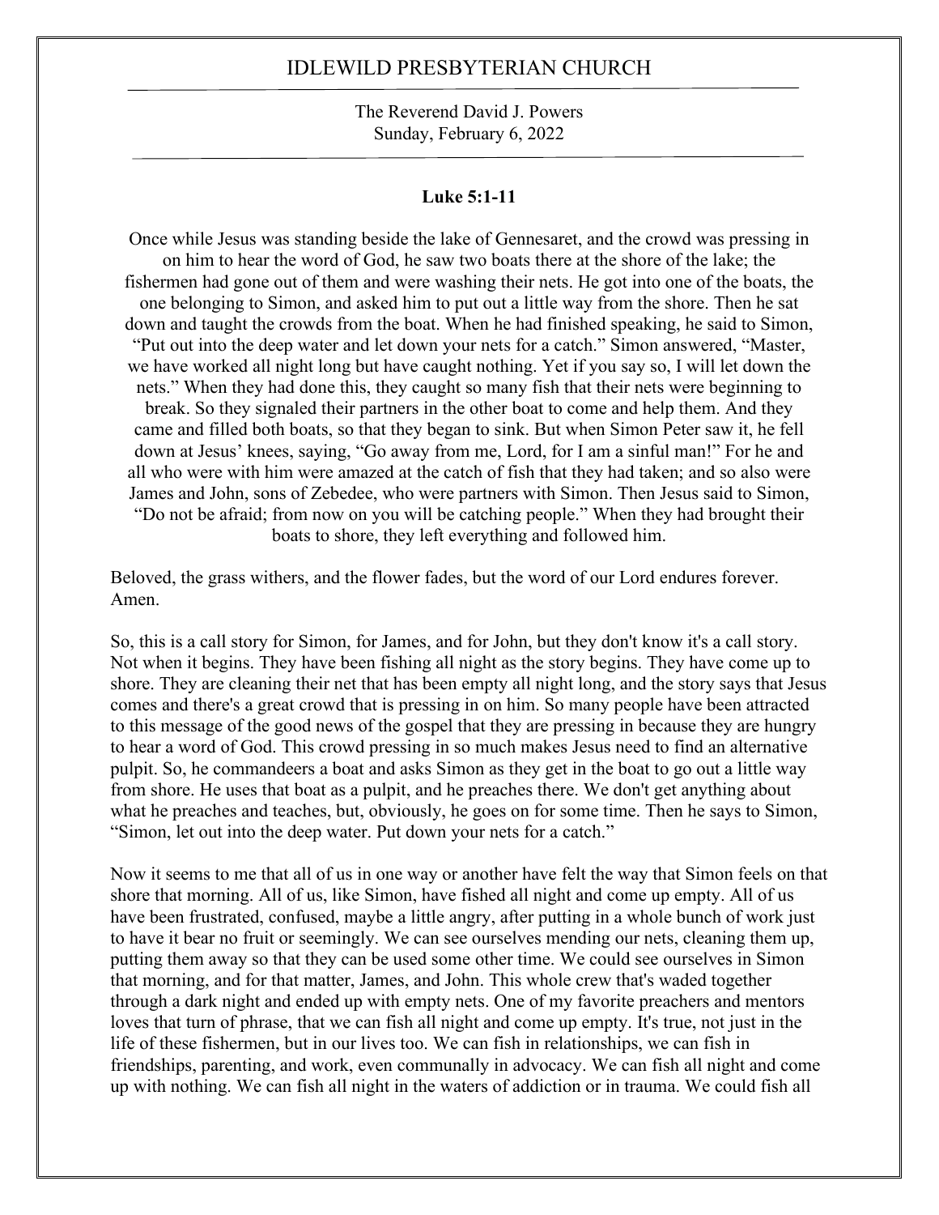# IDLEWILD PRESBYTERIAN CHURCH

The Reverend David J. Powers
Sunday, February 6, 2022

**Luke 5:1-11**

Once while Jesus was standing beside the lake of Gennesaret, and the crowd was pressing in on him to hear the word of God, he saw two boats there at the shore of the lake; the fishermen had gone out of them and were washing their nets. He got into one of the boats, the one belonging to Simon, and asked him to put out a little way from the shore. Then he sat down and taught the crowds from the boat. When he had finished speaking, he said to Simon, "Put out into the deep water and let down your nets for a catch." Simon answered, "Master, we have worked all night long but have caught nothing. Yet if you say so, I will let down the nets." When they had done this, they caught so many fish that their nets were beginning to break. So they signaled their partners in the other boat to come and help them. And they came and filled both boats, so that they began to sink. But when Simon Peter saw it, he fell down at Jesus' knees, saying, "Go away from me, Lord, for I am a sinful man!" For he and all who were with him were amazed at the catch of fish that they had taken; and so also were James and John, sons of Zebedee, who were partners with Simon. Then Jesus said to Simon, "Do not be afraid; from now on you will be catching people." When they had brought their boats to shore, they left everything and followed him.

Beloved, the grass withers, and the flower fades, but the word of our Lord endures forever. Amen.

So, this is a call story for Simon, for James, and for John, but they don't know it's a call story. Not when it begins. They have been fishing all night as the story begins. They have come up to shore. They are cleaning their net that has been empty all night long, and the story says that Jesus comes and there's a great crowd that is pressing in on him. So many people have been attracted to this message of the good news of the gospel that they are pressing in because they are hungry to hear a word of God. This crowd pressing in so much makes Jesus need to find an alternative pulpit. So, he commandeers a boat and asks Simon as they get in the boat to go out a little way from shore. He uses that boat as a pulpit, and he preaches there. We don't get anything about what he preaches and teaches, but, obviously, he goes on for some time. Then he says to Simon, "Simon, let out into the deep water. Put down your nets for a catch."

Now it seems to me that all of us in one way or another have felt the way that Simon feels on that shore that morning. All of us, like Simon, have fished all night and come up empty. All of us have been frustrated, confused, maybe a little angry, after putting in a whole bunch of work just to have it bear no fruit or seemingly. We can see ourselves mending our nets, cleaning them up, putting them away so that they can be used some other time. We could see ourselves in Simon that morning, and for that matter, James, and John. This whole crew that's waded together through a dark night and ended up with empty nets. One of my favorite preachers and mentors loves that turn of phrase, that we can fish all night and come up empty. It's true, not just in the life of these fishermen, but in our lives too. We can fish in relationships, we can fish in friendships, parenting, and work, even communally in advocacy. We can fish all night and come up with nothing. We can fish all night in the waters of addiction or in trauma. We could fish all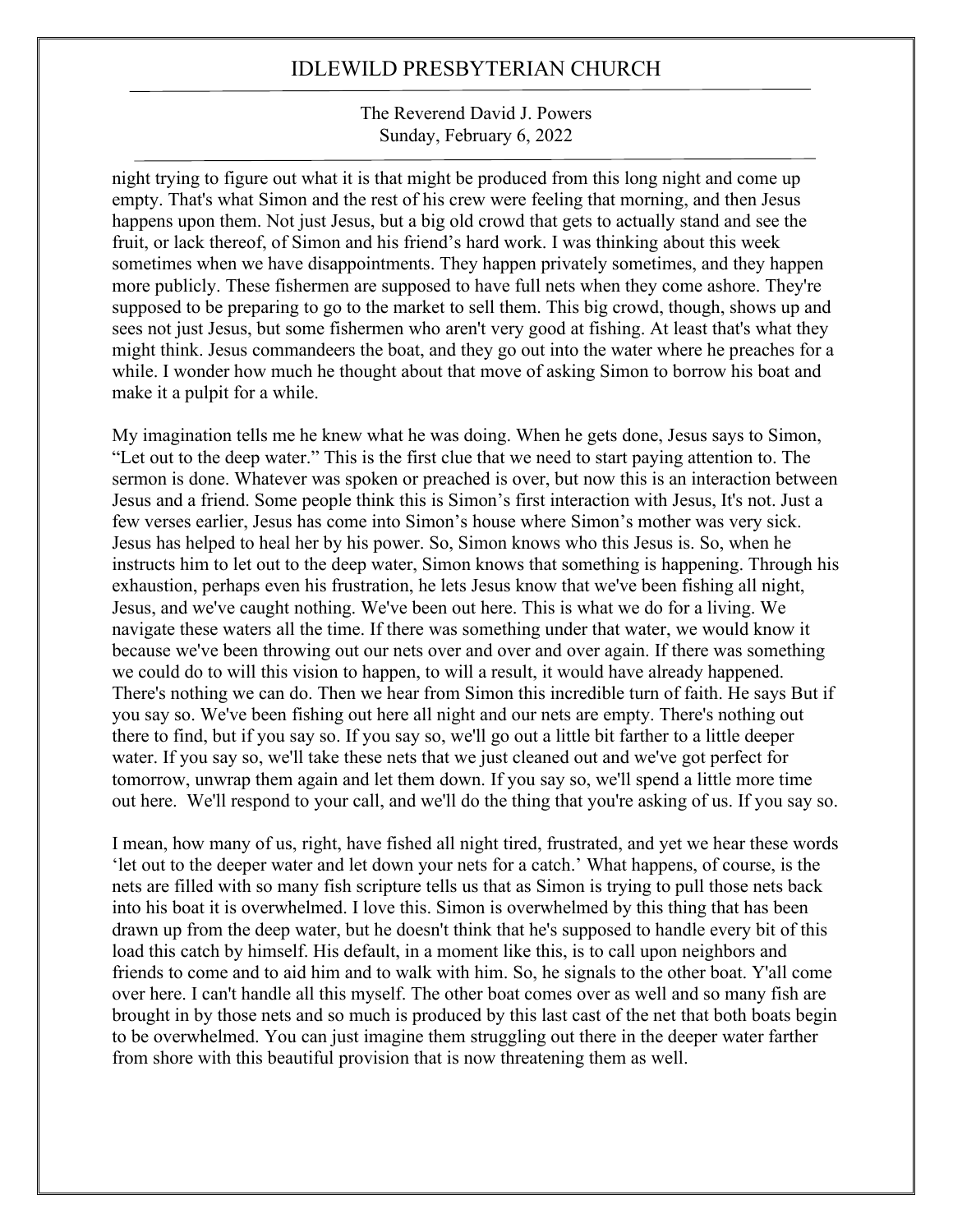night trying to figure out what it is that might be produced from this long night and come up empty. That's what Simon and the rest of his crew were feeling that morning, and then Jesus happens upon them. Not just Jesus, but a big old crowd that gets to actually stand and see the fruit, or lack thereof, of Simon and his friend's hard work. I was thinking about this week sometimes when we have disappointments. They happen privately sometimes, and they happen more publicly. These fishermen are supposed to have full nets when they come ashore. They're supposed to be preparing to go to the market to sell them. This big crowd, though, shows up and sees not just Jesus, but some fishermen who aren't very good at fishing. At least that's what they might think. Jesus commandeers the boat, and they go out into the water where he preaches for a while. I wonder how much he thought about that move of asking Simon to borrow his boat and make it a pulpit for a while.

My imagination tells me he knew what he was doing. When he gets done, Jesus says to Simon, "Let out to the deep water." This is the first clue that we need to start paying attention to. The sermon is done. Whatever was spoken or preached is over, but now this is an interaction between Jesus and a friend. Some people think this is Simon's first interaction with Jesus, It's not. Just a few verses earlier, Jesus has come into Simon's house where Simon's mother was very sick. Jesus has helped to heal her by his power. So, Simon knows who this Jesus is. So, when he instructs him to let out to the deep water, Simon knows that something is happening. Through his exhaustion, perhaps even his frustration, he lets Jesus know that we've been fishing all night, Jesus, and we've caught nothing. We've been out here. This is what we do for a living. We navigate these waters all the time. If there was something under that water, we would know it because we've been throwing out our nets over and over and over again. If there was something we could do to will this vision to happen, to will a result, it would have already happened. There's nothing we can do. Then we hear from Simon this incredible turn of faith. He says But if you say so. We've been fishing out here all night and our nets are empty. There's nothing out there to find, but if you say so. If you say so, we'll go out a little bit farther to a little deeper water. If you say so, we'll take these nets that we just cleaned out and we've got perfect for tomorrow, unwrap them again and let them down. If you say so, we'll spend a little more time out here. We'll respond to your call, and we'll do the thing that you're asking of us. If you say so.

I mean, how many of us, right, have fished all night tired, frustrated, and yet we hear these words 'let out to the deeper water and let down your nets for a catch.' What happens, of course, is the nets are filled with so many fish scripture tells us that as Simon is trying to pull those nets back into his boat it is overwhelmed. I love this. Simon is overwhelmed by this thing that has been drawn up from the deep water, but he doesn't think that he's supposed to handle every bit of this load this catch by himself. His default, in a moment like this, is to call upon neighbors and friends to come and to aid him and to walk with him. So, he signals to the other boat. Y'all come over here. I can't handle all this myself. The other boat comes over as well and so many fish are brought in by those nets and so much is produced by this last cast of the net that both boats begin to be overwhelmed. You can just imagine them struggling out there in the deeper water farther from shore with this beautiful provision that is now threatening them as well.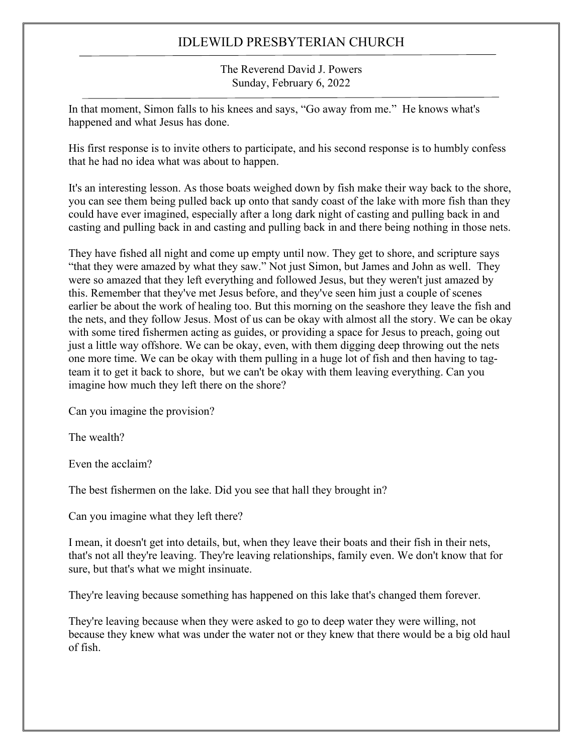In that moment, Simon falls to his knees and says, "Go away from me." He knows what's happened and what Jesus has done.

His first response is to invite others to participate, and his second response is to humbly confess that he had no idea what was about to happen.

It's an interesting lesson. As those boats weighed down by fish make their way back to the shore, you can see them being pulled back up onto that sandy coast of the lake with more fish than they could have ever imagined, especially after a long dark night of casting and pulling back in and casting and pulling back in and casting and pulling back in and there being nothing in those nets.

They have fished all night and come up empty until now. They get to shore, and scripture says "that they were amazed by what they saw." Not just Simon, but James and John as well. They were so amazed that they left everything and followed Jesus, but they weren't just amazed by this. Remember that they've met Jesus before, and they've seen him just a couple of scenes earlier be about the work of healing too. But this morning on the seashore they leave the fish and the nets, and they follow Jesus. Most of us can be okay with almost all the story. We can be okay with some tired fishermen acting as guides, or providing a space for Jesus to preach, going out just a little way offshore. We can be okay, even, with them digging deep throwing out the nets one more time. We can be okay with them pulling in a huge lot of fish and then having to tag-team it to get it back to shore, but we can't be okay with them leaving everything. Can you imagine how much they left there on the shore?

Can you imagine the provision?

The wealth?

Even the acclaim?

The best fishermen on the lake. Did you see that hall they brought in?

Can you imagine what they left there?

I mean, it doesn't get into details, but, when they leave their boats and their fish in their nets, that's not all they're leaving. They're leaving relationships, family even. We don't know that for sure, but that's what we might insinuate.

They're leaving because something has happened on this lake that's changed them forever.

They're leaving because when they were asked to go to deep water they were willing, not because they knew what was under the water not or they knew that there would be a big old haul of fish.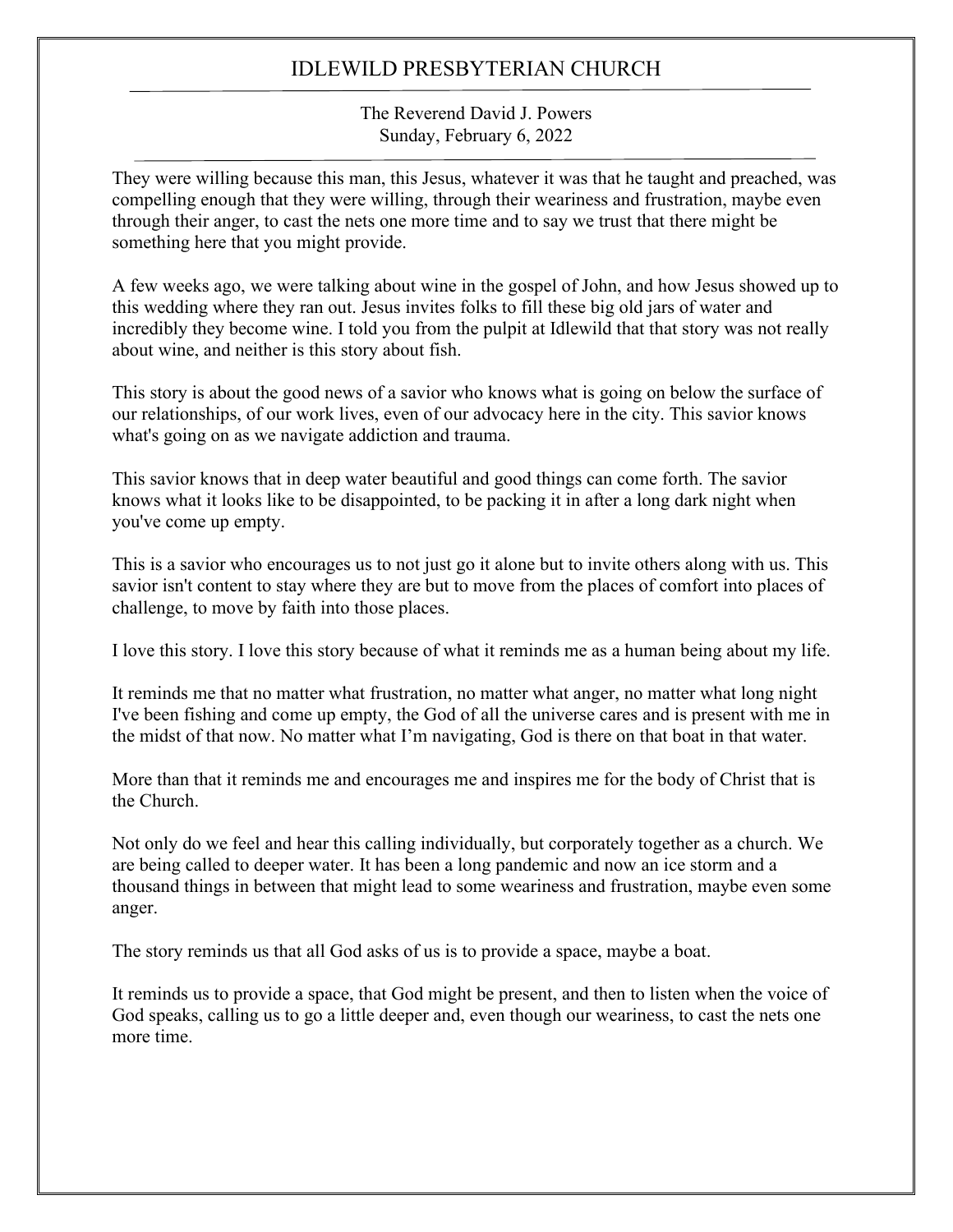They were willing because this man, this Jesus, whatever it was that he taught and preached, was compelling enough that they were willing, through their weariness and frustration, maybe even through their anger, to cast the nets one more time and to say we trust that there might be something here that you might provide.

A few weeks ago, we were talking about wine in the gospel of John, and how Jesus showed up to this wedding where they ran out. Jesus invites folks to fill these big old jars of water and incredibly they become wine. I told you from the pulpit at Idlewild that that story was not really about wine, and neither is this story about fish.

This story is about the good news of a savior who knows what is going on below the surface of our relationships, of our work lives, even of our advocacy here in the city. This savior knows what's going on as we navigate addiction and trauma.

This savior knows that in deep water beautiful and good things can come forth. The savior knows what it looks like to be disappointed, to be packing it in after a long dark night when you've come up empty.

This is a savior who encourages us to not just go it alone but to invite others along with us. This savior isn't content to stay where they are but to move from the places of comfort into places of challenge, to move by faith into those places.

I love this story. I love this story because of what it reminds me as a human being about my life.

It reminds me that no matter what frustration, no matter what anger, no matter what long night I've been fishing and come up empty, the God of all the universe cares and is present with me in the midst of that now. No matter what I'm navigating, God is there on that boat in that water.

More than that it reminds me and encourages me and inspires me for the body of Christ that is the Church.

Not only do we feel and hear this calling individually, but corporately together as a church. We are being called to deeper water. It has been a long pandemic and now an ice storm and a thousand things in between that might lead to some weariness and frustration, maybe even some anger.

The story reminds us that all God asks of us is to provide a space, maybe a boat.

It reminds us to provide a space, that God might be present, and then to listen when the voice of God speaks, calling us to go a little deeper and, even though our weariness, to cast the nets one more time.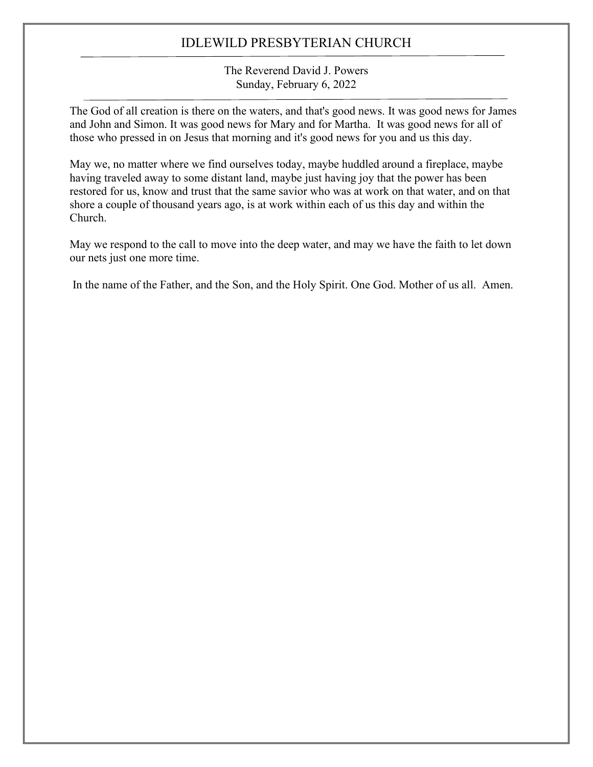# IDLEWILD PRESBYTERIAN CHURCH

The Reverend David J. Powers
Sunday, February 6, 2022

The God of all creation is there on the waters, and that's good news. It was good news for James and John and Simon. It was good news for Mary and for Martha. It was good news for all of those who pressed in on Jesus that morning and it's good news for you and us this day.

May we, no matter where we find ourselves today, maybe huddled around a fireplace, maybe having traveled away to some distant land, maybe just having joy that the power has been restored for us, know and trust that the same savior who was at work on that water, and on that shore a couple of thousand years ago, is at work within each of us this day and within the Church.

May we respond to the call to move into the deep water, and may we have the faith to let down our nets just one more time.

In the name of the Father, and the Son, and the Holy Spirit. One God. Mother of us all. Amen.